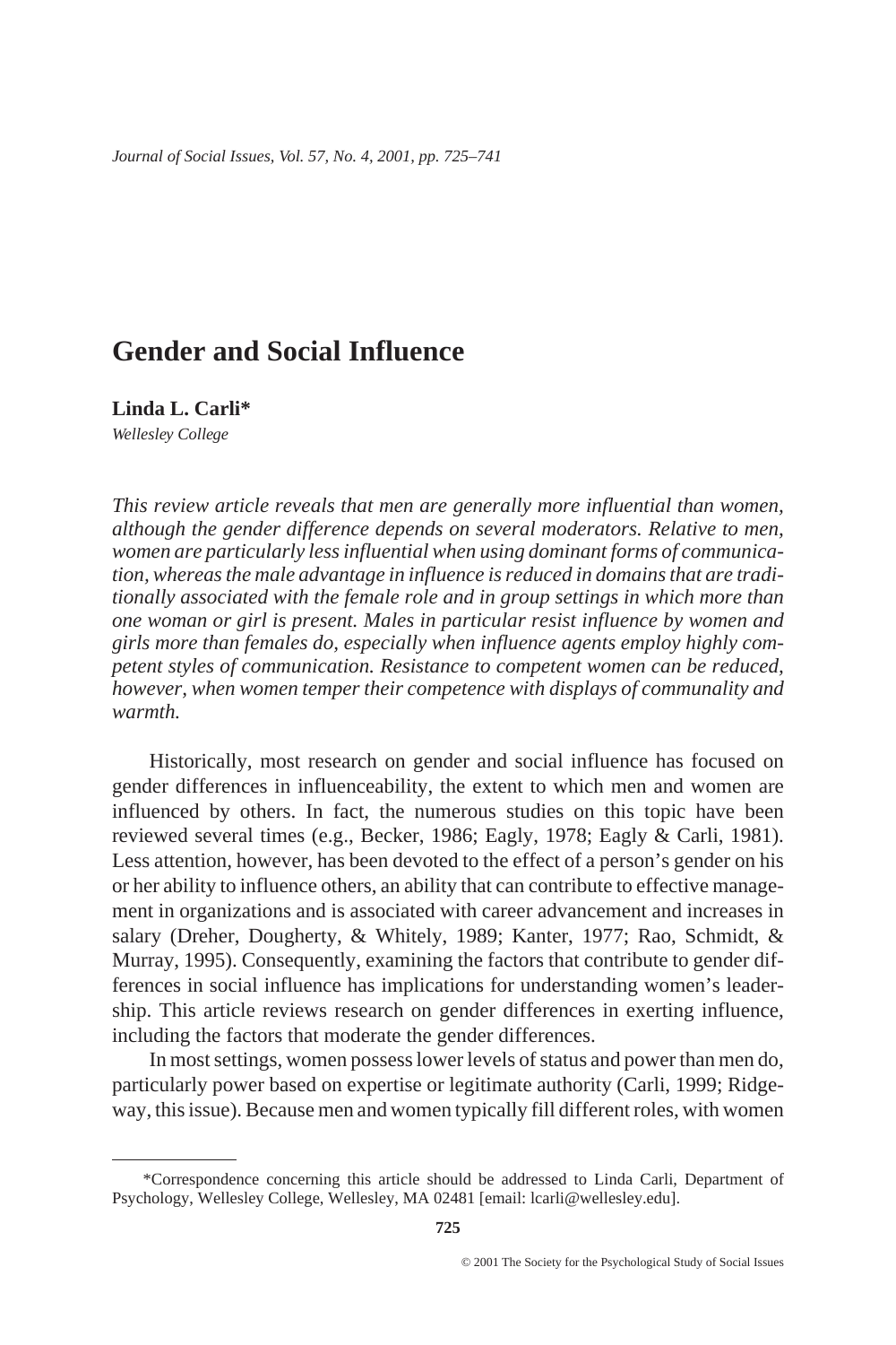# Gender and Social Influence

**Linda L. Carli***

*Wellesley College*

*This review article reveals that men are generally more influential than women, although the gender difference depends on several moderators. Relative to men, women are particularly less influential when using dominant forms of communication, whereas the male advantage in influence is reduced in domains that are traditionally associated with the female role and in group settings in which more than one woman or girl is present. Males in particular resist influence by women and girls more than females do, especially when influence agents employ highly competent styles of communication. Resistance to competent women can be reduced, however, when women temper their competence with displays of communality and warmth.*

Historically, most research on gender and social influence has focused on gender differences in influenceability, the extent to which men and women are influenced by others. In fact, the numerous studies on this topic have been reviewed several times (e.g., Becker, 1986; Eagly, 1978; Eagly & Carli, 1981). Less attention, however, has been devoted to the effect of a person's gender on his or her ability to influence others, an ability that can contribute to effective management in organizations and is associated with career advancement and increases in salary (Dreher, Dougherty, & Whitely, 1989; Kanter, 1977; Rao, Schmidt, & Murray, 1995). Consequently, examining the factors that contribute to gender differences in social influence has implications for understanding women's leadership. This article reviews research on gender differences in exerting influence, including the factors that moderate the gender differences.

In most settings, women possess lower levels of status and power than men do, particularly power based on expertise or legitimate authority (Carli, 1999; Ridgeway, this issue). Because men and women typically fill different roles, with women

---

*Correspondence concerning this article should be addressed to Linda Carli, Department of Psychology, Wellesley College, Wellesley, MA 02481 [email: lcarli@wellesley.edu].

© 2001 The Society for the Psychological Study of Social Issues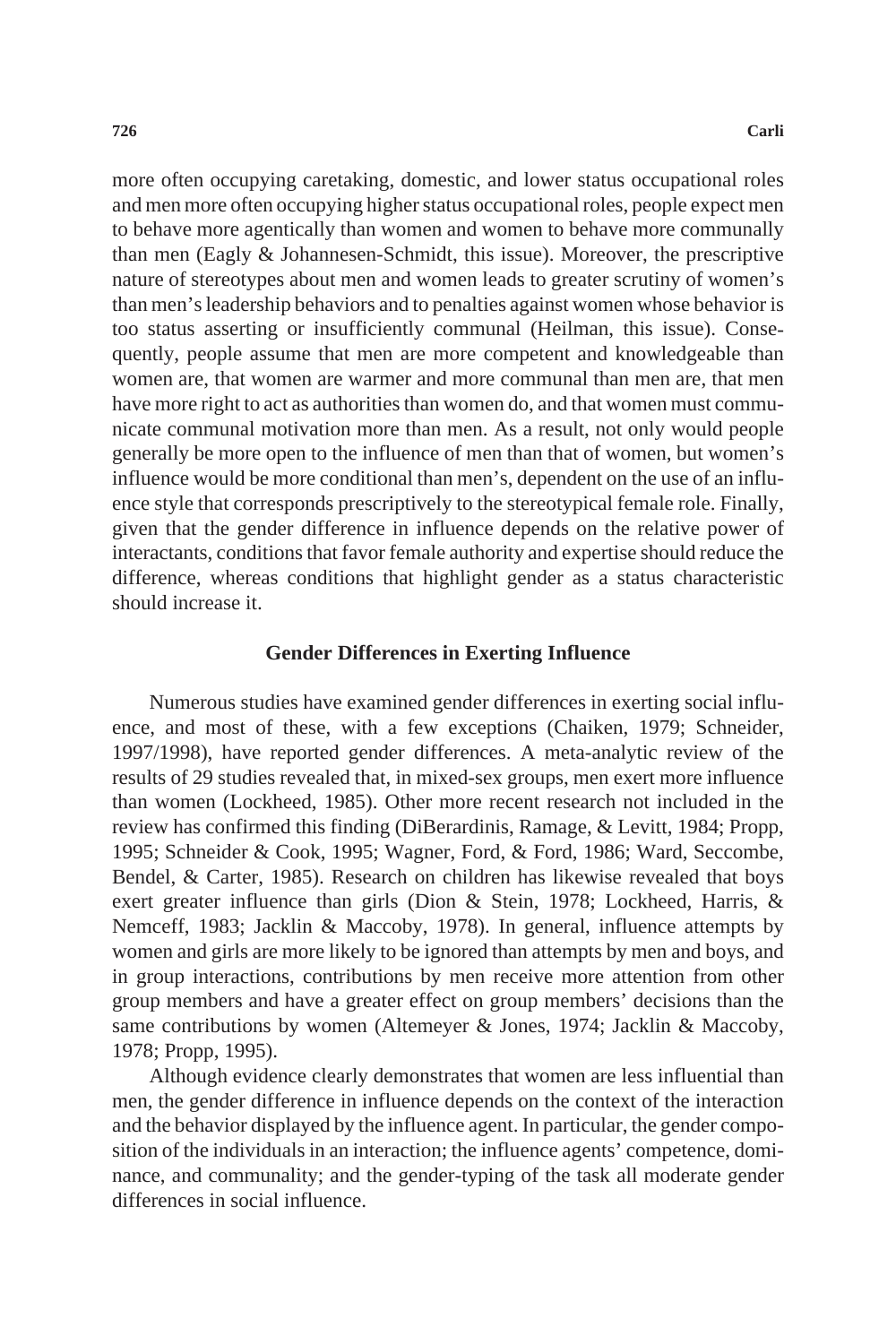more often occupying caretaking, domestic, and lower status occupational roles and men more often occupying higher status occupational roles, people expect men to behave more agentically than women and women to behave more communally than men (Eagly & Johannesen-Schmidt, this issue). Moreover, the prescriptive nature of stereotypes about men and women leads to greater scrutiny of women's than men's leadership behaviors and to penalties against women whose behavior is too status asserting or insufficiently communal (Heilman, this issue). Consequently, people assume that men are more competent and knowledgeable than women are, that women are warmer and more communal than men are, that men have more right to act as authorities than women do, and that women must communicate communal motivation more than men. As a result, not only would people generally be more open to the influence of men than that of women, but women's influence would be more conditional than men's, dependent on the use of an influence style that corresponds prescriptively to the stereotypical female role. Finally, given that the gender difference in influence depends on the relative power of interactants, conditions that favor female authority and expertise should reduce the difference, whereas conditions that highlight gender as a status characteristic should increase it.

## Gender Differences in Exerting Influence

Numerous studies have examined gender differences in exerting social influence, and most of these, with a few exceptions (Chaiken, 1979; Schneider, 1997/1998), have reported gender differences. A meta-analytic review of the results of 29 studies revealed that, in mixed-sex groups, men exert more influence than women (Lockheed, 1985). Other more recent research not included in the review has confirmed this finding (DiBerardinis, Ramage, & Levitt, 1984; Propp, 1995; Schneider & Cook, 1995; Wagner, Ford, & Ford, 1986; Ward, Seccombe, Bendel, & Carter, 1985). Research on children has likewise revealed that boys exert greater influence than girls (Dion & Stein, 1978; Lockheed, Harris, & Nemceff, 1983; Jacklin & Maccoby, 1978). In general, influence attempts by women and girls are more likely to be ignored than attempts by men and boys, and in group interactions, contributions by men receive more attention from other group members and have a greater effect on group members' decisions than the same contributions by women (Altemeyer & Jones, 1974; Jacklin & Maccoby, 1978; Propp, 1995).

Although evidence clearly demonstrates that women are less influential than men, the gender difference in influence depends on the context of the interaction and the behavior displayed by the influence agent. In particular, the gender composition of the individuals in an interaction; the influence agents' competence, dominance, and communality; and the gender-typing of the task all moderate gender differences in social influence.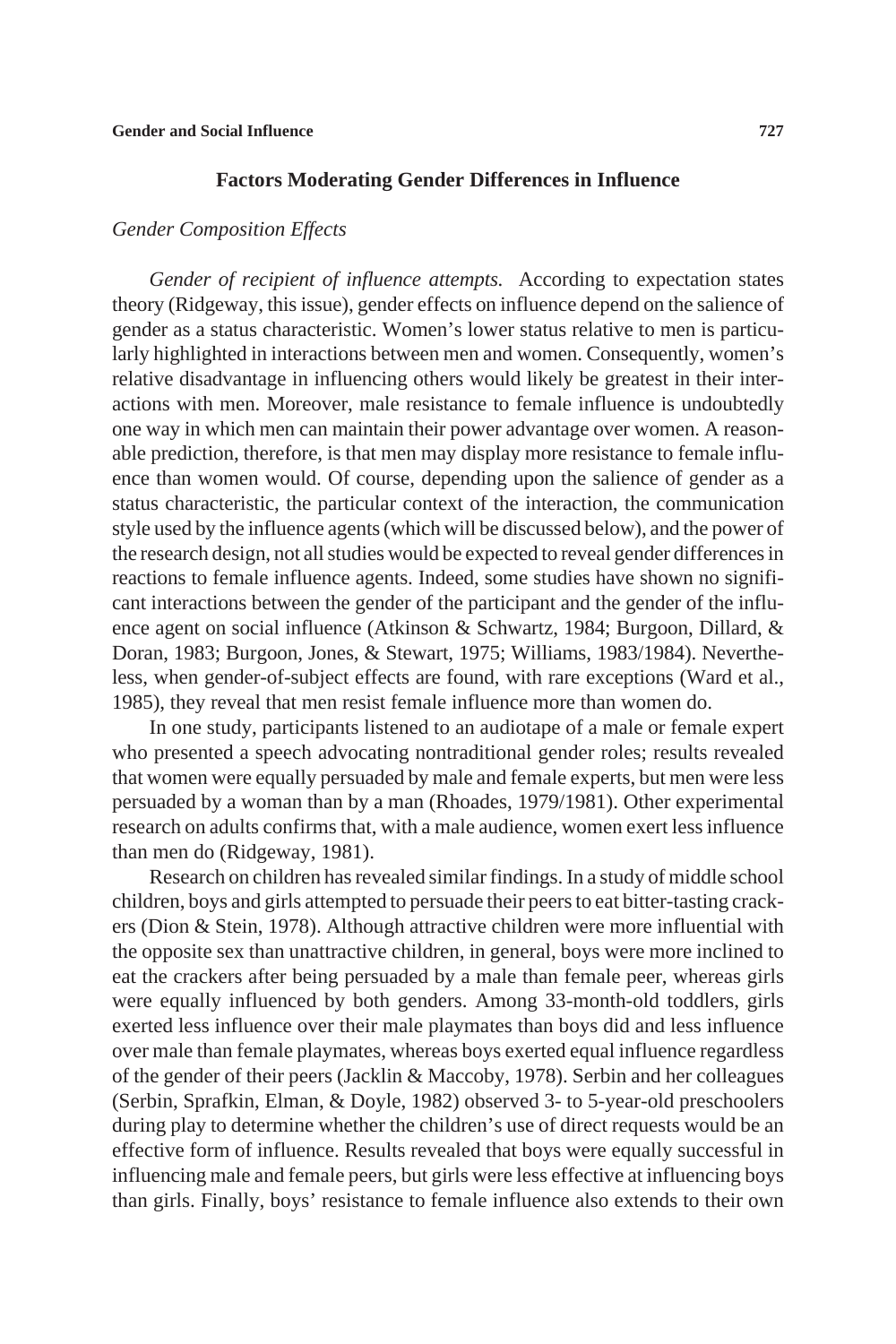## Factors Moderating Gender Differences in Influence

### *Gender Composition Effects*

*Gender of recipient of influence attempts.* According to expectation states theory (Ridgeway, this issue), gender effects on influence depend on the salience of gender as a status characteristic. Women's lower status relative to men is particularly highlighted in interactions between men and women. Consequently, women's relative disadvantage in influencing others would likely be greatest in their interactions with men. Moreover, male resistance to female influence is undoubtedly one way in which men can maintain their power advantage over women. A reasonable prediction, therefore, is that men may display more resistance to female influence than women would. Of course, depending upon the salience of gender as a status characteristic, the particular context of the interaction, the communication style used by the influence agents (which will be discussed below), and the power of the research design, not all studies would be expected to reveal gender differences in reactions to female influence agents. Indeed, some studies have shown no significant interactions between the gender of the participant and the gender of the influence agent on social influence (Atkinson & Schwartz, 1984; Burgoon, Dillard, & Doran, 1983; Burgoon, Jones, & Stewart, 1975; Williams, 1983/1984). Nevertheless, when gender-of-subject effects are found, with rare exceptions (Ward et al., 1985), they reveal that men resist female influence more than women do.

In one study, participants listened to an audiotape of a male or female expert who presented a speech advocating nontraditional gender roles; results revealed that women were equally persuaded by male and female experts, but men were less persuaded by a woman than by a man (Rhoades, 1979/1981). Other experimental research on adults confirms that, with a male audience, women exert less influence than men do (Ridgeway, 1981).

Research on children has revealed similar findings. In a study of middle school children, boys and girls attempted to persuade their peers to eat bitter-tasting crackers (Dion & Stein, 1978). Although attractive children were more influential with the opposite sex than unattractive children, in general, boys were more inclined to eat the crackers after being persuaded by a male than female peer, whereas girls were equally influenced by both genders. Among 33-month-old toddlers, girls exerted less influence over their male playmates than boys did and less influence over male than female playmates, whereas boys exerted equal influence regardless of the gender of their peers (Jacklin & Maccoby, 1978). Serbin and her colleagues (Serbin, Sprafkin, Elman, & Doyle, 1982) observed 3- to 5-year-old preschoolers during play to determine whether the children's use of direct requests would be an effective form of influence. Results revealed that boys were equally successful in influencing male and female peers, but girls were less effective at influencing boys than girls. Finally, boys' resistance to female influence also extends to their own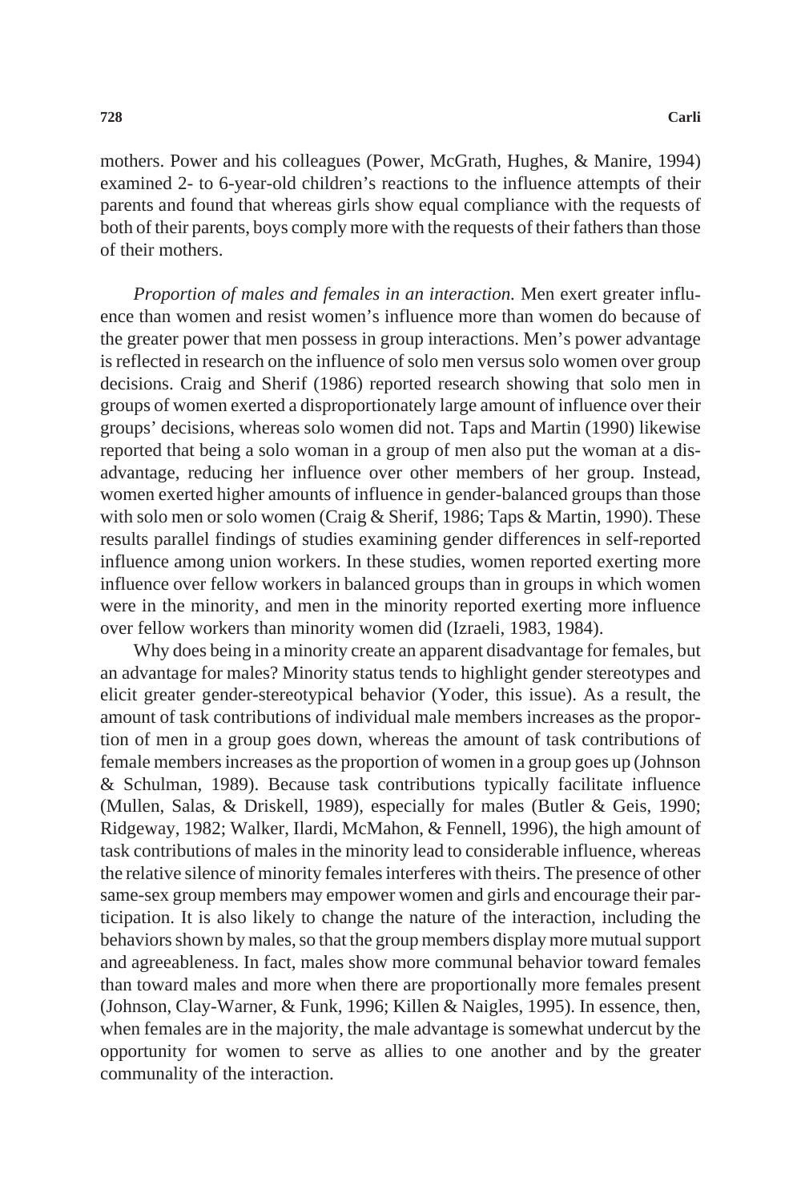mothers. Power and his colleagues (Power, McGrath, Hughes, & Manire, 1994) examined 2- to 6-year-old children's reactions to the influence attempts of their parents and found that whereas girls show equal compliance with the requests of both of their parents, boys comply more with the requests of their fathers than those of their mothers.

*Proportion of males and females in an interaction.* Men exert greater influence than women and resist women's influence more than women do because of the greater power that men possess in group interactions. Men's power advantage is reflected in research on the influence of solo men versus solo women over group decisions. Craig and Sherif (1986) reported research showing that solo men in groups of women exerted a disproportionately large amount of influence over their groups' decisions, whereas solo women did not. Taps and Martin (1990) likewise reported that being a solo woman in a group of men also put the woman at a disadvantage, reducing her influence over other members of her group. Instead, women exerted higher amounts of influence in gender-balanced groups than those with solo men or solo women (Craig & Sherif, 1986; Taps & Martin, 1990). These results parallel findings of studies examining gender differences in self-reported influence among union workers. In these studies, women reported exerting more influence over fellow workers in balanced groups than in groups in which women were in the minority, and men in the minority reported exerting more influence over fellow workers than minority women did (Izraeli, 1983, 1984).

Why does being in a minority create an apparent disadvantage for females, but an advantage for males? Minority status tends to highlight gender stereotypes and elicit greater gender-stereotypical behavior (Yoder, this issue). As a result, the amount of task contributions of individual male members increases as the proportion of men in a group goes down, whereas the amount of task contributions of female members increases as the proportion of women in a group goes up (Johnson & Schulman, 1989). Because task contributions typically facilitate influence (Mullen, Salas, & Driskell, 1989), especially for males (Butler & Geis, 1990; Ridgeway, 1982; Walker, Ilardi, McMahon, & Fennell, 1996), the high amount of task contributions of males in the minority lead to considerable influence, whereas the relative silence of minority females interferes with theirs. The presence of other same-sex group members may empower women and girls and encourage their participation. It is also likely to change the nature of the interaction, including the behaviors shown by males, so that the group members display more mutual support and agreeableness. In fact, males show more communal behavior toward females than toward males and more when there are proportionally more females present (Johnson, Clay-Warner, & Funk, 1996; Killen & Naigles, 1995). In essence, then, when females are in the majority, the male advantage is somewhat undercut by the opportunity for women to serve as allies to one another and by the greater communality of the interaction.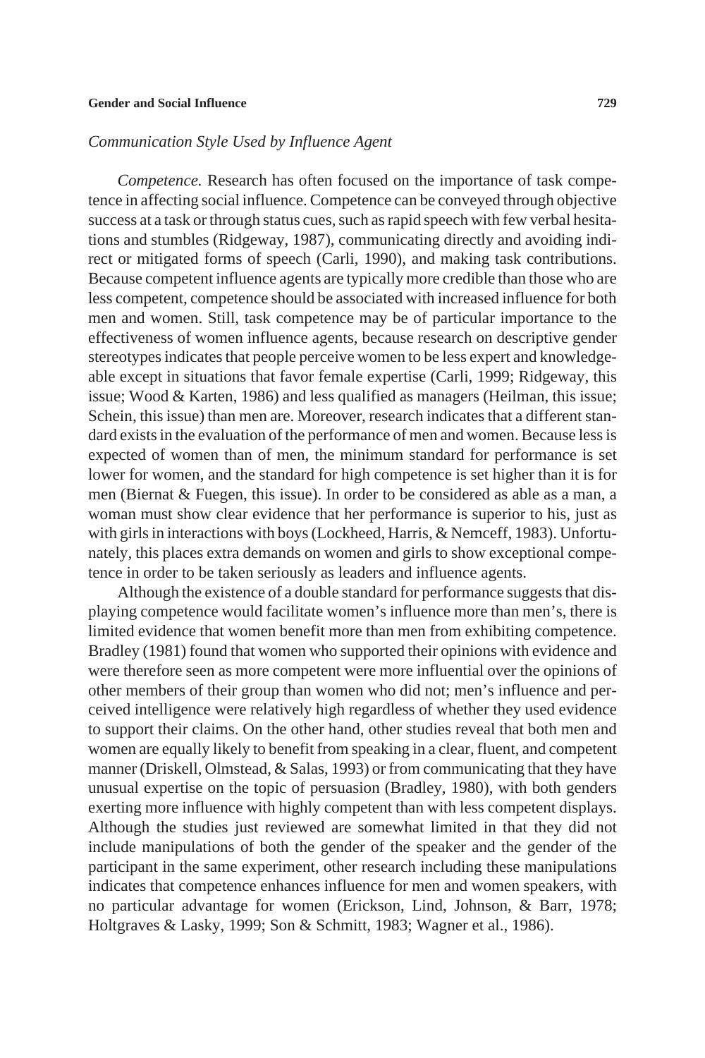## *Communication Style Used by Influence Agent*

*Competence.* Research has often focused on the importance of task competence in affecting social influence. Competence can be conveyed through objective success at a task or through status cues, such as rapid speech with few verbal hesitations and stumbles (Ridgeway, 1987), communicating directly and avoiding indirect or mitigated forms of speech (Carli, 1990), and making task contributions. Because competent influence agents are typically more credible than those who are less competent, competence should be associated with increased influence for both men and women. Still, task competence may be of particular importance to the effectiveness of women influence agents, because research on descriptive gender stereotypes indicates that people perceive women to be less expert and knowledgeable except in situations that favor female expertise (Carli, 1999; Ridgeway, this issue; Wood & Karten, 1986) and less qualified as managers (Heilman, this issue; Schein, this issue) than men are. Moreover, research indicates that a different standard exists in the evaluation of the performance of men and women. Because less is expected of women than of men, the minimum standard for performance is set lower for women, and the standard for high competence is set higher than it is for men (Biernat & Fuegen, this issue). In order to be considered as able as a man, a woman must show clear evidence that her performance is superior to his, just as with girls in interactions with boys (Lockheed, Harris, & Nemceff, 1983). Unfortunately, this places extra demands on women and girls to show exceptional competence in order to be taken seriously as leaders and influence agents.

Although the existence of a double standard for performance suggests that displaying competence would facilitate women's influence more than men's, there is limited evidence that women benefit more than men from exhibiting competence. Bradley (1981) found that women who supported their opinions with evidence and were therefore seen as more competent were more influential over the opinions of other members of their group than women who did not; men's influence and perceived intelligence were relatively high regardless of whether they used evidence to support their claims. On the other hand, other studies reveal that both men and women are equally likely to benefit from speaking in a clear, fluent, and competent manner (Driskell, Olmstead, & Salas, 1993) or from communicating that they have unusual expertise on the topic of persuasion (Bradley, 1980), with both genders exerting more influence with highly competent than with less competent displays. Although the studies just reviewed are somewhat limited in that they did not include manipulations of both the gender of the speaker and the gender of the participant in the same experiment, other research including these manipulations indicates that competence enhances influence for men and women speakers, with no particular advantage for women (Erickson, Lind, Johnson, & Barr, 1978; Holtgraves & Lasky, 1999; Son & Schmitt, 1983; Wagner et al., 1986).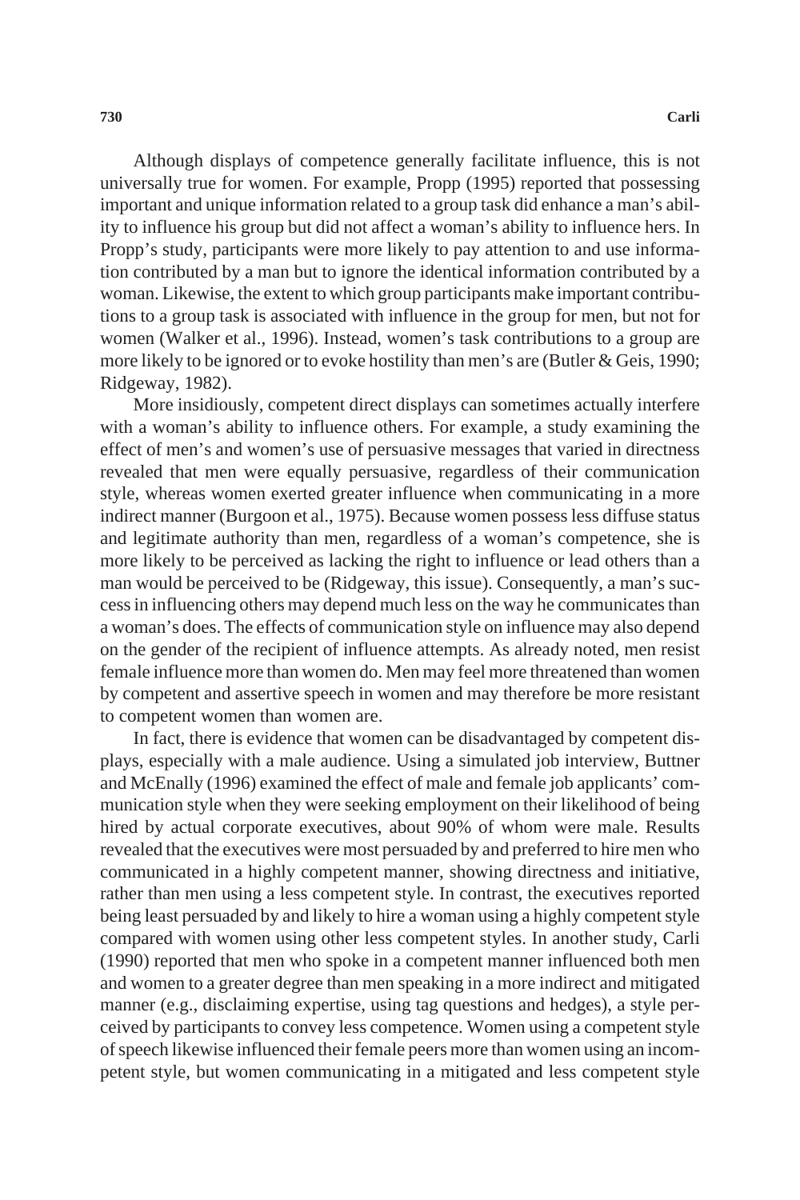Although displays of competence generally facilitate influence, this is not universally true for women. For example, Propp (1995) reported that possessing important and unique information related to a group task did enhance a man's ability to influence his group but did not affect a woman's ability to influence hers. In Propp's study, participants were more likely to pay attention to and use information contributed by a man but to ignore the identical information contributed by a woman. Likewise, the extent to which group participants make important contributions to a group task is associated with influence in the group for men, but not for women (Walker et al., 1996). Instead, women's task contributions to a group are more likely to be ignored or to evoke hostility than men's are (Butler & Geis, 1990; Ridgeway, 1982).

More insidiously, competent direct displays can sometimes actually interfere with a woman's ability to influence others. For example, a study examining the effect of men's and women's use of persuasive messages that varied in directness revealed that men were equally persuasive, regardless of their communication style, whereas women exerted greater influence when communicating in a more indirect manner (Burgoon et al., 1975). Because women possess less diffuse status and legitimate authority than men, regardless of a woman's competence, she is more likely to be perceived as lacking the right to influence or lead others than a man would be perceived to be (Ridgeway, this issue). Consequently, a man's success in influencing others may depend much less on the way he communicates than a woman's does. The effects of communication style on influence may also depend on the gender of the recipient of influence attempts. As already noted, men resist female influence more than women do. Men may feel more threatened than women by competent and assertive speech in women and may therefore be more resistant to competent women than women are.

In fact, there is evidence that women can be disadvantaged by competent displays, especially with a male audience. Using a simulated job interview, Buttner and McEnally (1996) examined the effect of male and female job applicants' communication style when they were seeking employment on their likelihood of being hired by actual corporate executives, about 90% of whom were male. Results revealed that the executives were most persuaded by and preferred to hire men who communicated in a highly competent manner, showing directness and initiative, rather than men using a less competent style. In contrast, the executives reported being least persuaded by and likely to hire a woman using a highly competent style compared with women using other less competent styles. In another study, Carli (1990) reported that men who spoke in a competent manner influenced both men and women to a greater degree than men speaking in a more indirect and mitigated manner (e.g., disclaiming expertise, using tag questions and hedges), a style perceived by participants to convey less competence. Women using a competent style of speech likewise influenced their female peers more than women using an incompetent style, but women communicating in a mitigated and less competent style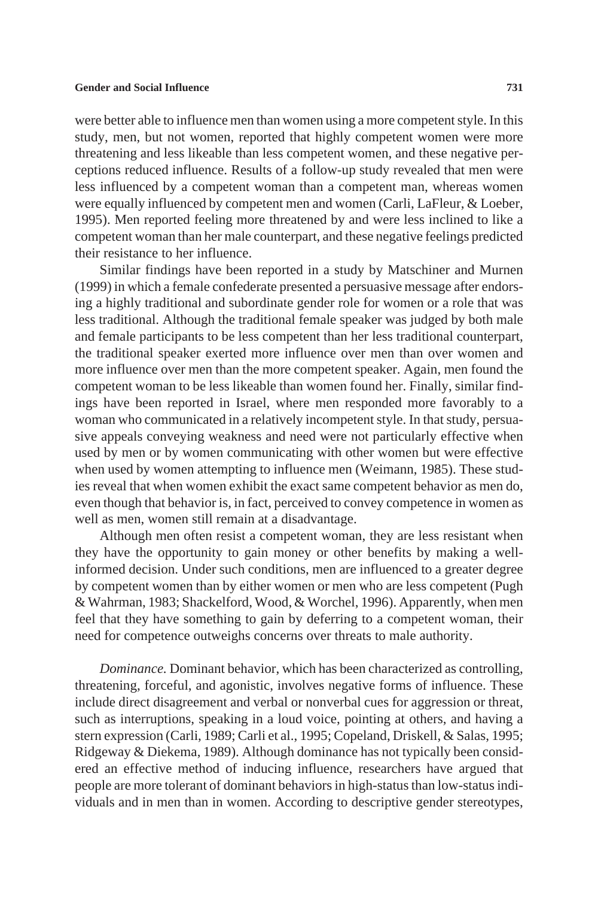were better able to influence men than women using a more competent style. In this study, men, but not women, reported that highly competent women were more threatening and less likeable than less competent women, and these negative perceptions reduced influence. Results of a follow-up study revealed that men were less influenced by a competent woman than a competent man, whereas women were equally influenced by competent men and women (Carli, LaFleur, & Loeber, 1995). Men reported feeling more threatened by and were less inclined to like a competent woman than her male counterpart, and these negative feelings predicted their resistance to her influence.

Similar findings have been reported in a study by Matschiner and Murnen (1999) in which a female confederate presented a persuasive message after endorsing a highly traditional and subordinate gender role for women or a role that was less traditional. Although the traditional female speaker was judged by both male and female participants to be less competent than her less traditional counterpart, the traditional speaker exerted more influence over men than over women and more influence over men than the more competent speaker. Again, men found the competent woman to be less likeable than women found her. Finally, similar findings have been reported in Israel, where men responded more favorably to a woman who communicated in a relatively incompetent style. In that study, persuasive appeals conveying weakness and need were not particularly effective when used by men or by women communicating with other women but were effective when used by women attempting to influence men (Weimann, 1985). These studies reveal that when women exhibit the exact same competent behavior as men do, even though that behavior is, in fact, perceived to convey competence in women as well as men, women still remain at a disadvantage.

Although men often resist a competent woman, they are less resistant when they have the opportunity to gain money or other benefits by making a well-informed decision. Under such conditions, men are influenced to a greater degree by competent women than by either women or men who are less competent (Pugh & Wahrman, 1983; Shackelford, Wood, & Worchel, 1996). Apparently, when men feel that they have something to gain by deferring to a competent woman, their need for competence outweighs concerns over threats to male authority.

*Dominance.* Dominant behavior, which has been characterized as controlling, threatening, forceful, and agonistic, involves negative forms of influence. These include direct disagreement and verbal or nonverbal cues for aggression or threat, such as interruptions, speaking in a loud voice, pointing at others, and having a stern expression (Carli, 1989; Carli et al., 1995; Copeland, Driskell, & Salas, 1995; Ridgeway & Diekema, 1989). Although dominance has not typically been considered an effective method of inducing influence, researchers have argued that people are more tolerant of dominant behaviors in high-status than low-status individuals and in men than in women. According to descriptive gender stereotypes,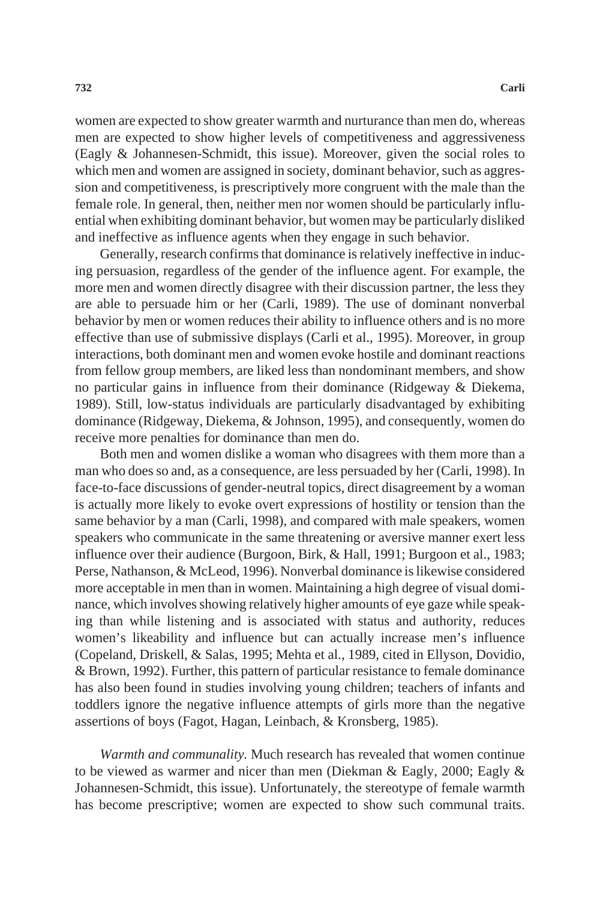women are expected to show greater warmth and nurturance than men do, whereas men are expected to show higher levels of competitiveness and aggressiveness (Eagly & Johannesen-Schmidt, this issue). Moreover, given the social roles to which men and women are assigned in society, dominant behavior, such as aggression and competitiveness, is prescriptively more congruent with the male than the female role. In general, then, neither men nor women should be particularly influential when exhibiting dominant behavior, but women may be particularly disliked and ineffective as influence agents when they engage in such behavior.

Generally, research confirms that dominance is relatively ineffective in inducing persuasion, regardless of the gender of the influence agent. For example, the more men and women directly disagree with their discussion partner, the less they are able to persuade him or her (Carli, 1989). The use of dominant nonverbal behavior by men or women reduces their ability to influence others and is no more effective than use of submissive displays (Carli et al., 1995). Moreover, in group interactions, both dominant men and women evoke hostile and dominant reactions from fellow group members, are liked less than nondominant members, and show no particular gains in influence from their dominance (Ridgeway & Diekema, 1989). Still, low-status individuals are particularly disadvantaged by exhibiting dominance (Ridgeway, Diekema, & Johnson, 1995), and consequently, women do receive more penalties for dominance than men do.

Both men and women dislike a woman who disagrees with them more than a man who does so and, as a consequence, are less persuaded by her (Carli, 1998). In face-to-face discussions of gender-neutral topics, direct disagreement by a woman is actually more likely to evoke overt expressions of hostility or tension than the same behavior by a man (Carli, 1998), and compared with male speakers, women speakers who communicate in the same threatening or aversive manner exert less influence over their audience (Burgoon, Birk, & Hall, 1991; Burgoon et al., 1983; Perse, Nathanson, & McLeod, 1996). Nonverbal dominance is likewise considered more acceptable in men than in women. Maintaining a high degree of visual dominance, which involves showing relatively higher amounts of eye gaze while speaking than while listening and is associated with status and authority, reduces women's likeability and influence but can actually increase men's influence (Copeland, Driskell, & Salas, 1995; Mehta et al., 1989, cited in Ellyson, Dovidio, & Brown, 1992). Further, this pattern of particular resistance to female dominance has also been found in studies involving young children; teachers of infants and toddlers ignore the negative influence attempts of girls more than the negative assertions of boys (Fagot, Hagan, Leinbach, & Kronsberg, 1985).

*Warmth and communality.* Much research has revealed that women continue to be viewed as warmer and nicer than men (Diekman & Eagly, 2000; Eagly & Johannesen-Schmidt, this issue). Unfortunately, the stereotype of female warmth has become prescriptive; women are expected to show such communal traits.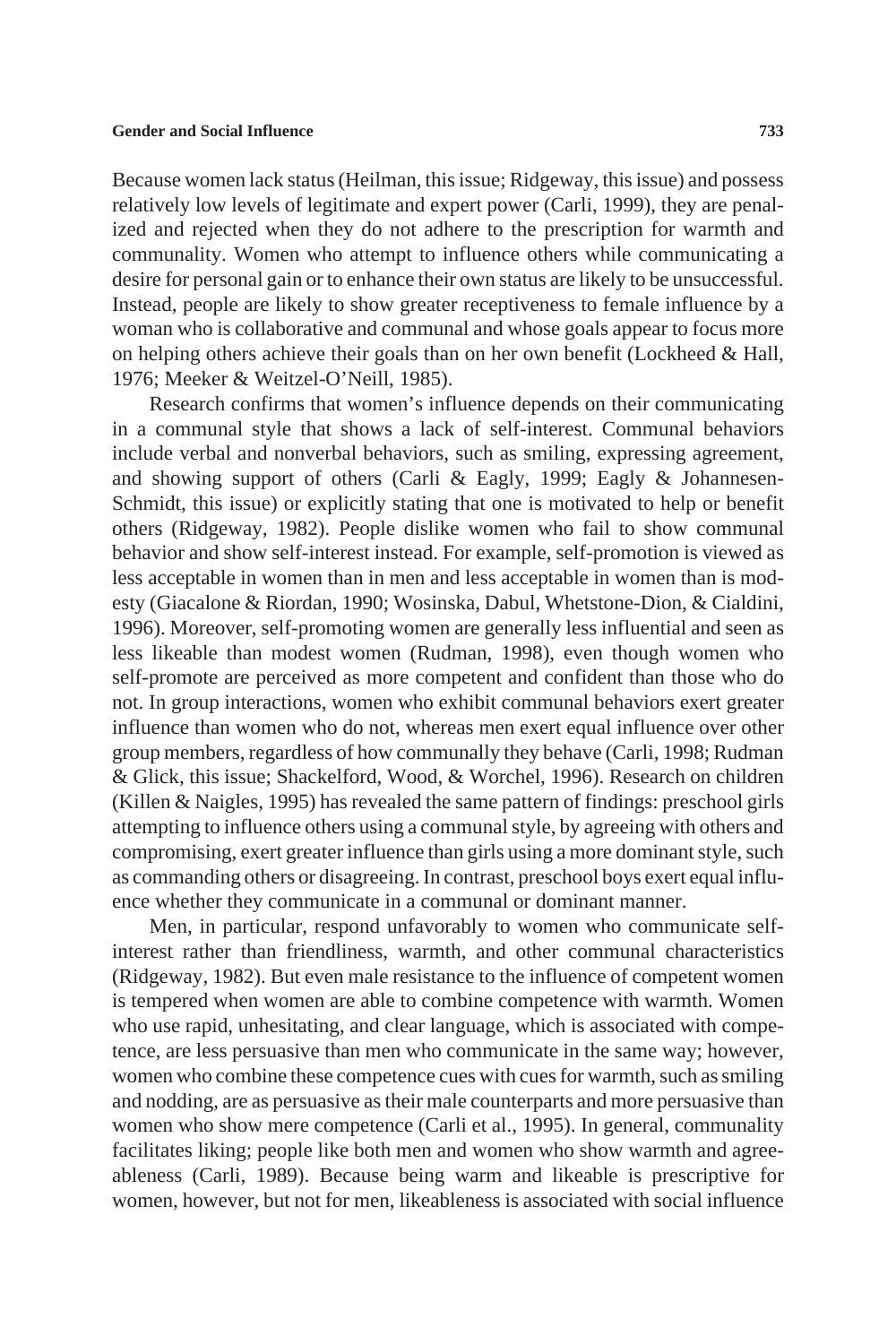Because women lack status (Heilman, this issue; Ridgeway, this issue) and possess relatively low levels of legitimate and expert power (Carli, 1999), they are penalized and rejected when they do not adhere to the prescription for warmth and communality. Women who attempt to influence others while communicating a desire for personal gain or to enhance their own status are likely to be unsuccessful. Instead, people are likely to show greater receptiveness to female influence by a woman who is collaborative and communal and whose goals appear to focus more on helping others achieve their goals than on her own benefit (Lockheed & Hall, 1976; Meeker & Weitzel-O'Neill, 1985).

Research confirms that women's influence depends on their communicating in a communal style that shows a lack of self-interest. Communal behaviors include verbal and nonverbal behaviors, such as smiling, expressing agreement, and showing support of others (Carli & Eagly, 1999; Eagly & Johannesen-Schmidt, this issue) or explicitly stating that one is motivated to help or benefit others (Ridgeway, 1982). People dislike women who fail to show communal behavior and show self-interest instead. For example, self-promotion is viewed as less acceptable in women than in men and less acceptable in women than is modesty (Giacalone & Riordan, 1990; Wosinska, Dabul, Whetstone-Dion, & Cialdini, 1996). Moreover, self-promoting women are generally less influential and seen as less likeable than modest women (Rudman, 1998), even though women who self-promote are perceived as more competent and confident than those who do not. In group interactions, women who exhibit communal behaviors exert greater influence than women who do not, whereas men exert equal influence over other group members, regardless of how communally they behave (Carli, 1998; Rudman & Glick, this issue; Shackelford, Wood, & Worchel, 1996). Research on children (Killen & Naigles, 1995) has revealed the same pattern of findings: preschool girls attempting to influence others using a communal style, by agreeing with others and compromising, exert greater influence than girls using a more dominant style, such as commanding others or disagreeing. In contrast, preschool boys exert equal influence whether they communicate in a communal or dominant manner.

Men, in particular, respond unfavorably to women who communicate self-interest rather than friendliness, warmth, and other communal characteristics (Ridgeway, 1982). But even male resistance to the influence of competent women is tempered when women are able to combine competence with warmth. Women who use rapid, unhesitating, and clear language, which is associated with competence, are less persuasive than men who communicate in the same way; however, women who combine these competence cues with cues for warmth, such as smiling and nodding, are as persuasive as their male counterparts and more persuasive than women who show mere competence (Carli et al., 1995). In general, communality facilitates liking; people like both men and women who show warmth and agreeableness (Carli, 1989). Because being warm and likeable is prescriptive for women, however, but not for men, likeableness is associated with social influence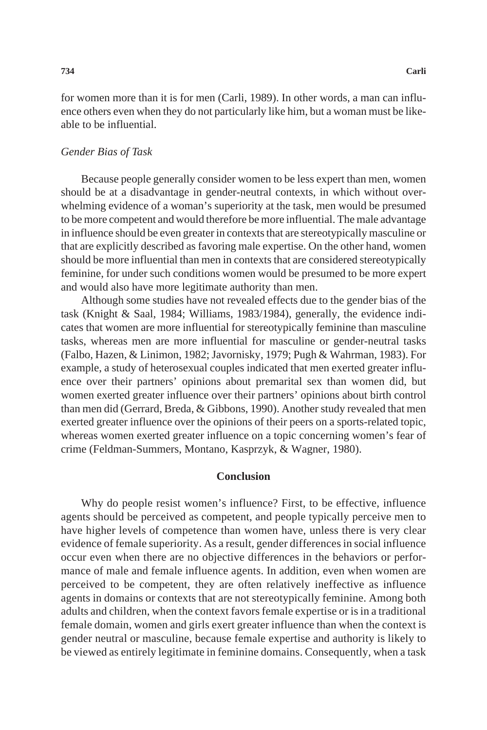for women more than it is for men (Carli, 1989). In other words, a man can influence others even when they do not particularly like him, but a woman must be likeable to be influential.

### *Gender Bias of Task*

Because people generally consider women to be less expert than men, women should be at a disadvantage in gender-neutral contexts, in which without overwhelming evidence of a woman's superiority at the task, men would be presumed to be more competent and would therefore be more influential. The male advantage in influence should be even greater in contexts that are stereotypically masculine or that are explicitly described as favoring male expertise. On the other hand, women should be more influential than men in contexts that are considered stereotypically feminine, for under such conditions women would be presumed to be more expert and would also have more legitimate authority than men.

Although some studies have not revealed effects due to the gender bias of the task (Knight & Saal, 1984; Williams, 1983/1984), generally, the evidence indicates that women are more influential for stereotypically feminine than masculine tasks, whereas men are more influential for masculine or gender-neutral tasks (Falbo, Hazen, & Linimon, 1982; Javornisky, 1979; Pugh & Wahrman, 1983). For example, a study of heterosexual couples indicated that men exerted greater influence over their partners' opinions about premarital sex than women did, but women exerted greater influence over their partners' opinions about birth control than men did (Gerrard, Breda, & Gibbons, 1990). Another study revealed that men exerted greater influence over the opinions of their peers on a sports-related topic, whereas women exerted greater influence on a topic concerning women's fear of crime (Feldman-Summers, Montano, Kasprzyk, & Wagner, 1980).

## Conclusion

Why do people resist women's influence? First, to be effective, influence agents should be perceived as competent, and people typically perceive men to have higher levels of competence than women have, unless there is very clear evidence of female superiority. As a result, gender differences in social influence occur even when there are no objective differences in the behaviors or performance of male and female influence agents. In addition, even when women are perceived to be competent, they are often relatively ineffective as influence agents in domains or contexts that are not stereotypically feminine. Among both adults and children, when the context favors female expertise or is in a traditional female domain, women and girls exert greater influence than when the context is gender neutral or masculine, because female expertise and authority is likely to be viewed as entirely legitimate in feminine domains. Consequently, when a task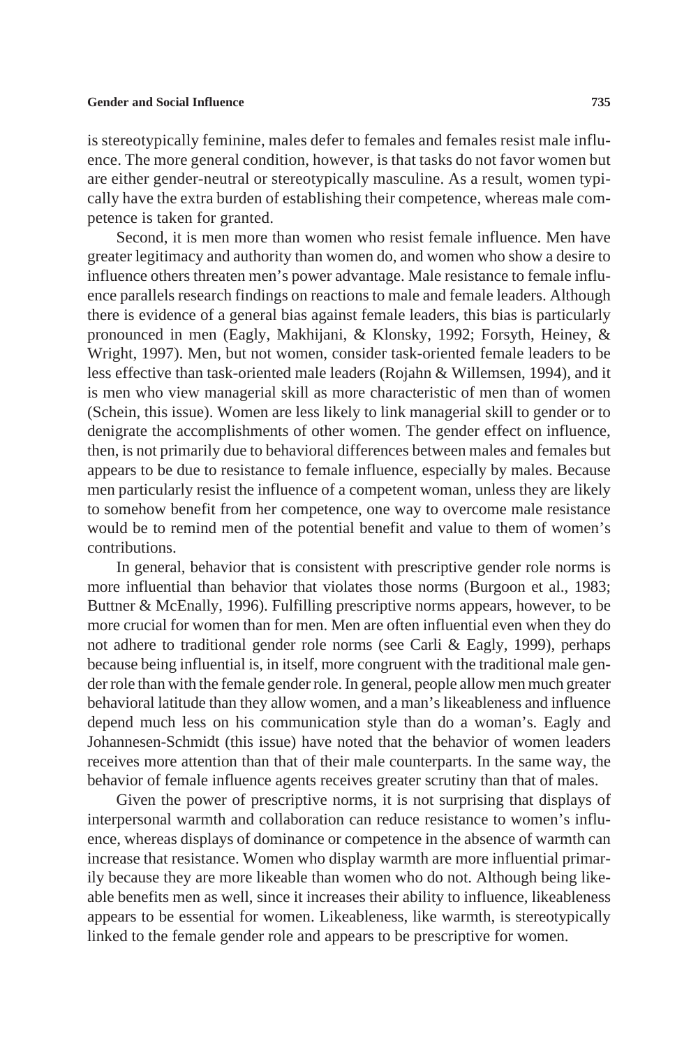is stereotypically feminine, males defer to females and females resist male influence. The more general condition, however, is that tasks do not favor women but are either gender-neutral or stereotypically masculine. As a result, women typically have the extra burden of establishing their competence, whereas male competence is taken for granted.

Second, it is men more than women who resist female influence. Men have greater legitimacy and authority than women do, and women who show a desire to influence others threaten men's power advantage. Male resistance to female influence parallels research findings on reactions to male and female leaders. Although there is evidence of a general bias against female leaders, this bias is particularly pronounced in men (Eagly, Makhijani, & Klonsky, 1992; Forsyth, Heiney, & Wright, 1997). Men, but not women, consider task-oriented female leaders to be less effective than task-oriented male leaders (Rojahn & Willemsen, 1994), and it is men who view managerial skill as more characteristic of men than of women (Schein, this issue). Women are less likely to link managerial skill to gender or to denigrate the accomplishments of other women. The gender effect on influence, then, is not primarily due to behavioral differences between males and females but appears to be due to resistance to female influence, especially by males. Because men particularly resist the influence of a competent woman, unless they are likely to somehow benefit from her competence, one way to overcome male resistance would be to remind men of the potential benefit and value to them of women's contributions.

In general, behavior that is consistent with prescriptive gender role norms is more influential than behavior that violates those norms (Burgoon et al., 1983; Buttner & McEnally, 1996). Fulfilling prescriptive norms appears, however, to be more crucial for women than for men. Men are often influential even when they do not adhere to traditional gender role norms (see Carli & Eagly, 1999), perhaps because being influential is, in itself, more congruent with the traditional male gender role than with the female gender role. In general, people allow men much greater behavioral latitude than they allow women, and a man's likeableness and influence depend much less on his communication style than do a woman's. Eagly and Johannesen-Schmidt (this issue) have noted that the behavior of women leaders receives more attention than that of their male counterparts. In the same way, the behavior of female influence agents receives greater scrutiny than that of males.

Given the power of prescriptive norms, it is not surprising that displays of interpersonal warmth and collaboration can reduce resistance to women's influence, whereas displays of dominance or competence in the absence of warmth can increase that resistance. Women who display warmth are more influential primarily because they are more likeable than women who do not. Although being likeable benefits men as well, since it increases their ability to influence, likeableness appears to be essential for women. Likeableness, like warmth, is stereotypically linked to the female gender role and appears to be prescriptive for women.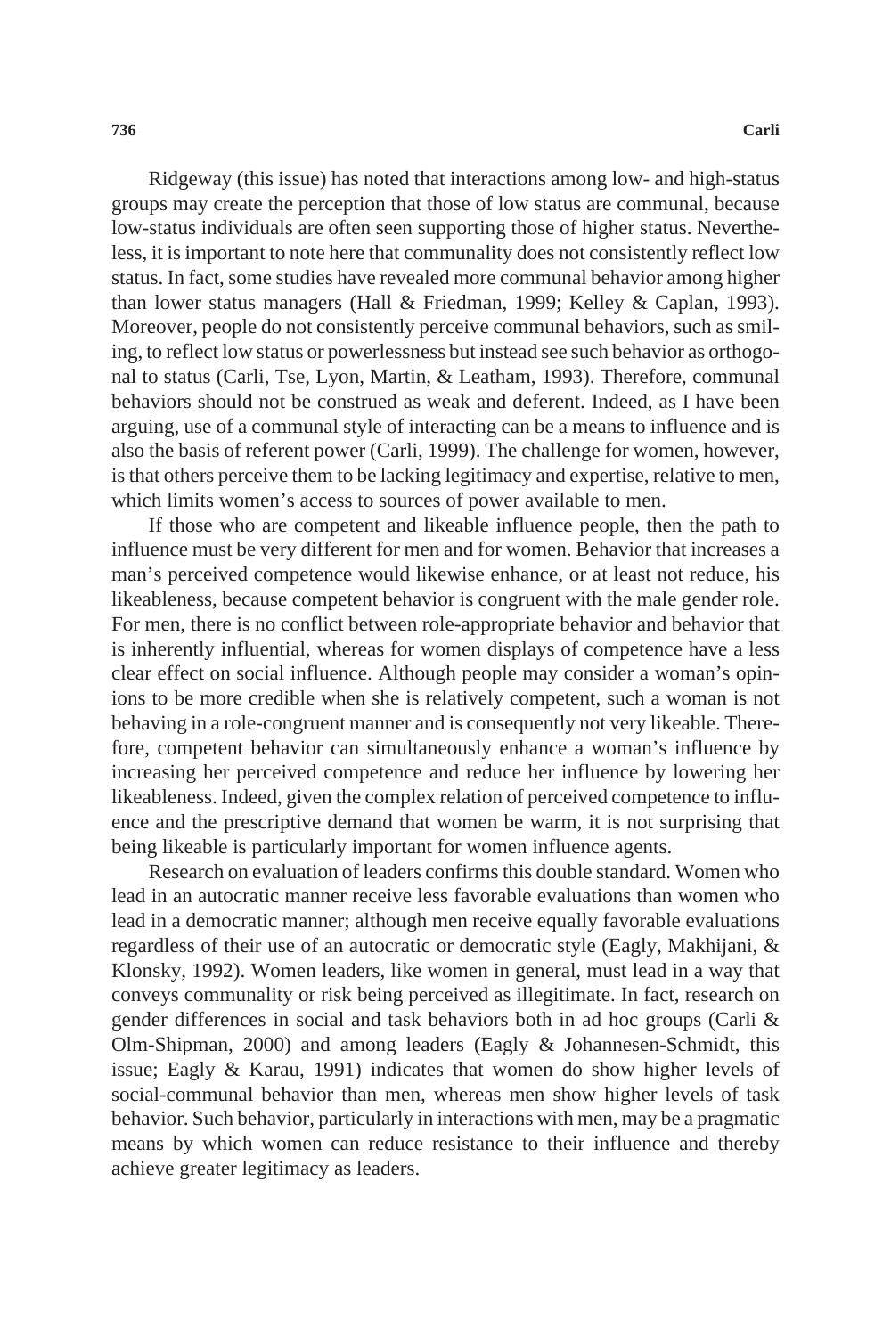Ridgeway (this issue) has noted that interactions among low- and high-status groups may create the perception that those of low status are communal, because low-status individuals are often seen supporting those of higher status. Nevertheless, it is important to note here that communality does not consistently reflect low status. In fact, some studies have revealed more communal behavior among higher than lower status managers (Hall & Friedman, 1999; Kelley & Caplan, 1993). Moreover, people do not consistently perceive communal behaviors, such as smiling, to reflect low status or powerlessness but instead see such behavior as orthogonal to status (Carli, Tse, Lyon, Martin, & Leatham, 1993). Therefore, communal behaviors should not be construed as weak and deferent. Indeed, as I have been arguing, use of a communal style of interacting can be a means to influence and is also the basis of referent power (Carli, 1999). The challenge for women, however, is that others perceive them to be lacking legitimacy and expertise, relative to men, which limits women's access to sources of power available to men.

If those who are competent and likeable influence people, then the path to influence must be very different for men and for women. Behavior that increases a man's perceived competence would likewise enhance, or at least not reduce, his likeableness, because competent behavior is congruent with the male gender role. For men, there is no conflict between role-appropriate behavior and behavior that is inherently influential, whereas for women displays of competence have a less clear effect on social influence. Although people may consider a woman's opinions to be more credible when she is relatively competent, such a woman is not behaving in a role-congruent manner and is consequently not very likeable. Therefore, competent behavior can simultaneously enhance a woman's influence by increasing her perceived competence and reduce her influence by lowering her likeableness. Indeed, given the complex relation of perceived competence to influence and the prescriptive demand that women be warm, it is not surprising that being likeable is particularly important for women influence agents.

Research on evaluation of leaders confirms this double standard. Women who lead in an autocratic manner receive less favorable evaluations than women who lead in a democratic manner; although men receive equally favorable evaluations regardless of their use of an autocratic or democratic style (Eagly, Makhijani, & Klonsky, 1992). Women leaders, like women in general, must lead in a way that conveys communality or risk being perceived as illegitimate. In fact, research on gender differences in social and task behaviors both in ad hoc groups (Carli & Olm-Shipman, 2000) and among leaders (Eagly & Johannesen-Schmidt, this issue; Eagly & Karau, 1991) indicates that women do show higher levels of social-communal behavior than men, whereas men show higher levels of task behavior. Such behavior, particularly in interactions with men, may be a pragmatic means by which women can reduce resistance to their influence and thereby achieve greater legitimacy as leaders.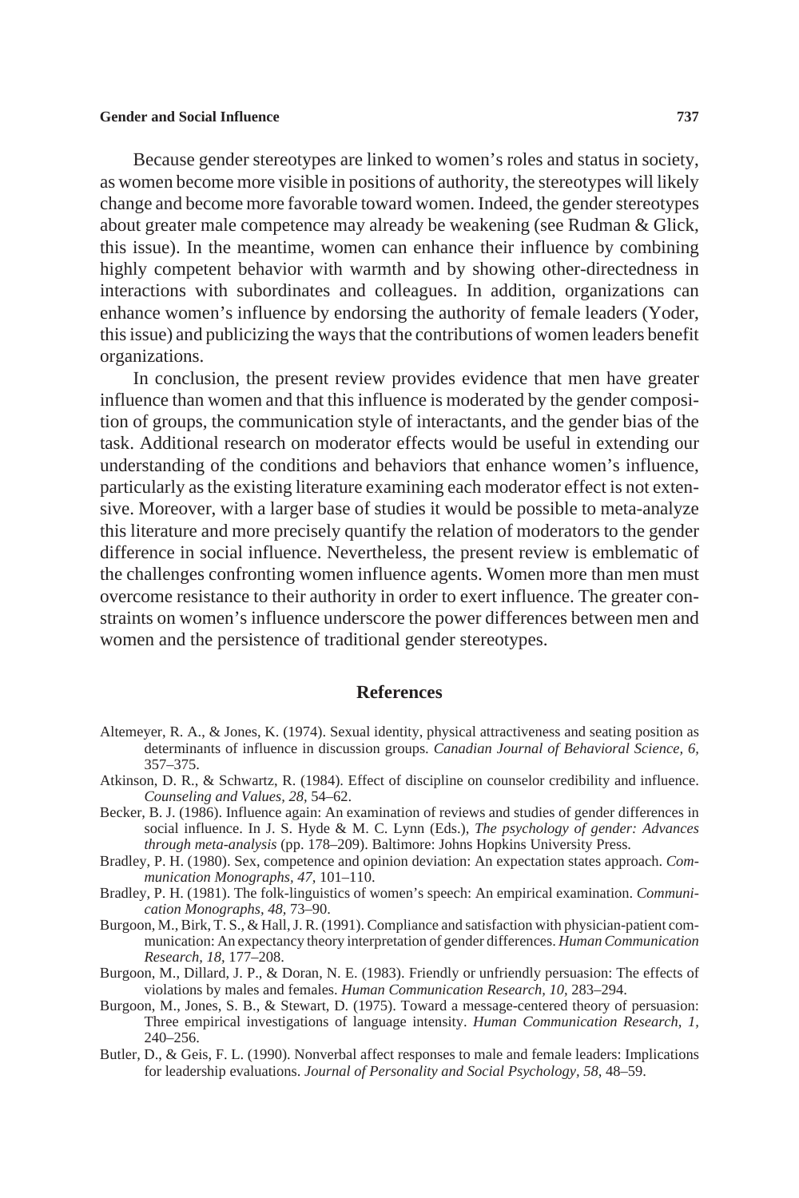Because gender stereotypes are linked to women's roles and status in society, as women become more visible in positions of authority, the stereotypes will likely change and become more favorable toward women. Indeed, the gender stereotypes about greater male competence may already be weakening (see Rudman & Glick, this issue). In the meantime, women can enhance their influence by combining highly competent behavior with warmth and by showing other-directedness in interactions with subordinates and colleagues. In addition, organizations can enhance women's influence by endorsing the authority of female leaders (Yoder, this issue) and publicizing the ways that the contributions of women leaders benefit organizations.

In conclusion, the present review provides evidence that men have greater influence than women and that this influence is moderated by the gender composition of groups, the communication style of interactants, and the gender bias of the task. Additional research on moderator effects would be useful in extending our understanding of the conditions and behaviors that enhance women's influence, particularly as the existing literature examining each moderator effect is not extensive. Moreover, with a larger base of studies it would be possible to meta-analyze this literature and more precisely quantify the relation of moderators to the gender difference in social influence. Nevertheless, the present review is emblematic of the challenges confronting women influence agents. Women more than men must overcome resistance to their authority in order to exert influence. The greater constraints on women's influence underscore the power differences between men and women and the persistence of traditional gender stereotypes.

## References

Altemeyer, R. A., & Jones, K. (1974). Sexual identity, physical attractiveness and seating position as determinants of influence in discussion groups. *Canadian Journal of Behavioral Science, 6,* 357–375.

Atkinson, D. R., & Schwartz, R. (1984). Effect of discipline on counselor credibility and influence. *Counseling and Values, 28,* 54–62.

Becker, B. J. (1986). Influence again: An examination of reviews and studies of gender differences in social influence. In J. S. Hyde & M. C. Lynn (Eds.), *The psychology of gender: Advances through meta-analysis* (pp. 178–209). Baltimore: Johns Hopkins University Press.

Bradley, P. H. (1980). Sex, competence and opinion deviation: An expectation states approach. *Communication Monographs, 47,* 101–110.

Bradley, P. H. (1981). The folk-linguistics of women's speech: An empirical examination. *Communication Monographs, 48,* 73–90.

Burgoon, M., Birk, T. S., & Hall, J. R. (1991). Compliance and satisfaction with physician-patient communication: An expectancy theory interpretation of gender differences. *Human Communication Research, 18,* 177–208.

Burgoon, M., Dillard, J. P., & Doran, N. E. (1983). Friendly or unfriendly persuasion: The effects of violations by males and females. *Human Communication Research, 10,* 283–294.

Burgoon, M., Jones, S. B., & Stewart, D. (1975). Toward a message-centered theory of persuasion: Three empirical investigations of language intensity. *Human Communication Research, 1,* 240–256.

Butler, D., & Geis, F. L. (1990). Nonverbal affect responses to male and female leaders: Implications for leadership evaluations. *Journal of Personality and Social Psychology, 58,* 48–59.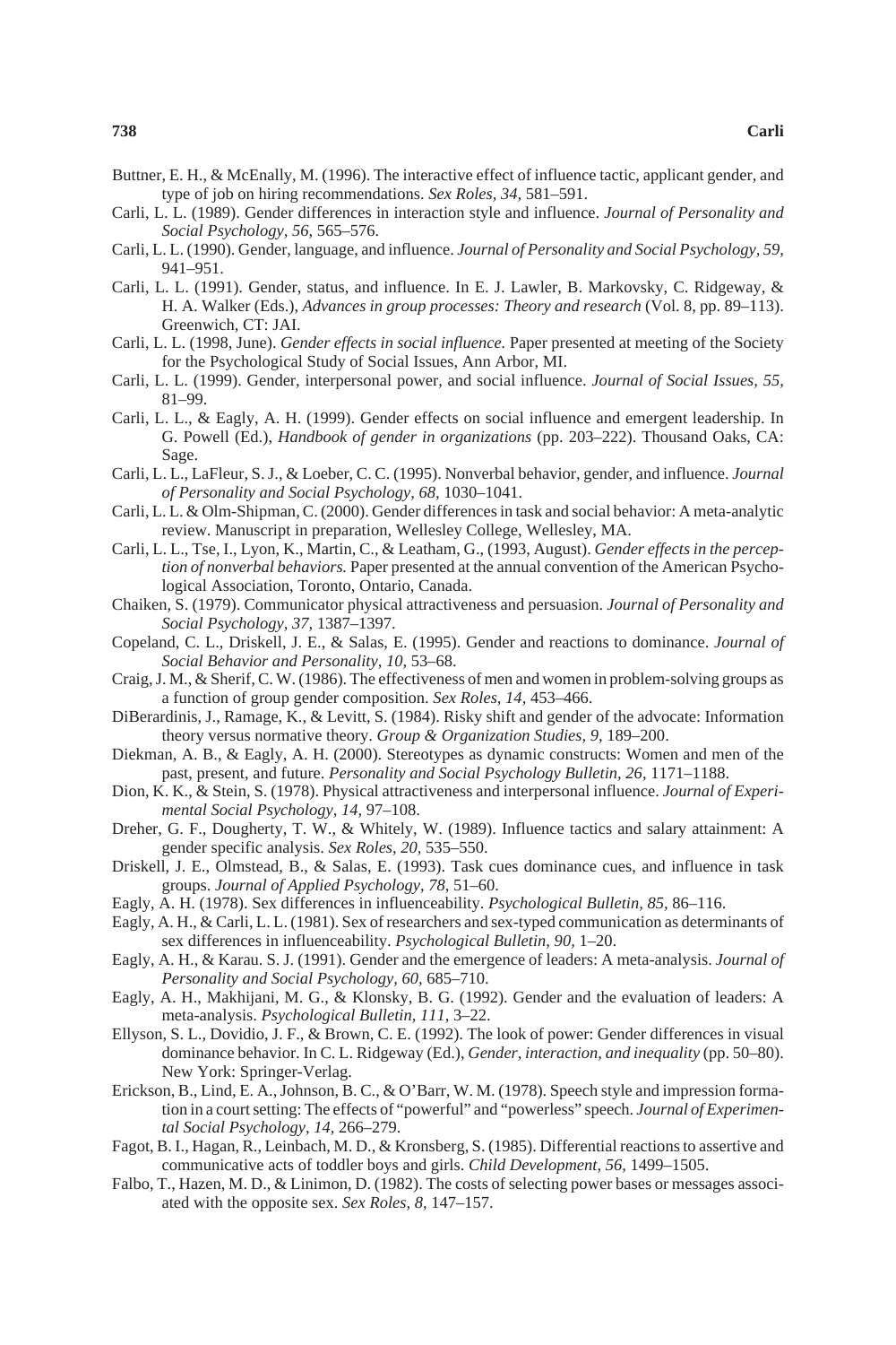Buttner, E. H., & McEnally, M. (1996). The interactive effect of influence tactic, applicant gender, and type of job on hiring recommendations. *Sex Roles, 34,* 581–591.

Carli, L. L. (1989). Gender differences in interaction style and influence. *Journal of Personality and Social Psychology, 56,* 565–576.

Carli, L. L. (1990). Gender, language, and influence. *Journal of Personality and Social Psychology, 59,* 941–951.

Carli, L. L. (1991). Gender, status, and influence. In E. J. Lawler, B. Markovsky, C. Ridgeway, & H. A. Walker (Eds.), *Advances in group processes: Theory and research* (Vol. 8, pp. 89–113). Greenwich, CT: JAI.

Carli, L. L. (1998, June). *Gender effects in social influence.* Paper presented at meeting of the Society for the Psychological Study of Social Issues, Ann Arbor, MI.

Carli, L. L. (1999). Gender, interpersonal power, and social influence. *Journal of Social Issues, 55,* 81–99.

Carli, L. L., & Eagly, A. H. (1999). Gender effects on social influence and emergent leadership. In G. Powell (Ed.), *Handbook of gender in organizations* (pp. 203–222). Thousand Oaks, CA: Sage.

Carli, L. L., LaFleur, S. J., & Loeber, C. C. (1995). Nonverbal behavior, gender, and influence. *Journal of Personality and Social Psychology, 68,* 1030–1041.

Carli, L. L. & Olm-Shipman, C. (2000). Gender differences in task and social behavior: A meta-analytic review. Manuscript in preparation, Wellesley College, Wellesley, MA.

Carli, L. L., Tse, I., Lyon, K., Martin, C., & Leatham, G., (1993, August). *Gender effects in the perception of nonverbal behaviors.* Paper presented at the annual convention of the American Psychological Association, Toronto, Ontario, Canada.

Chaiken, S. (1979). Communicator physical attractiveness and persuasion. *Journal of Personality and Social Psychology, 37,* 1387–1397.

Copeland, C. L., Driskell, J. E., & Salas, E. (1995). Gender and reactions to dominance. *Journal of Social Behavior and Personality, 10,* 53–68.

Craig, J. M., & Sherif, C. W. (1986). The effectiveness of men and women in problem-solving groups as a function of group gender composition. *Sex Roles, 14,* 453–466.

DiBerardinis, J., Ramage, K., & Levitt, S. (1984). Risky shift and gender of the advocate: Information theory versus normative theory. *Group & Organization Studies, 9,* 189–200.

Diekman, A. B., & Eagly, A. H. (2000). Stereotypes as dynamic constructs: Women and men of the past, present, and future. *Personality and Social Psychology Bulletin, 26,* 1171–1188.

Dion, K. K., & Stein, S. (1978). Physical attractiveness and interpersonal influence. *Journal of Experimental Social Psychology, 14,* 97–108.

Dreher, G. F., Dougherty, T. W., & Whitely, W. (1989). Influence tactics and salary attainment: A gender specific analysis. *Sex Roles, 20,* 535–550.

Driskell, J. E., Olmstead, B., & Salas, E. (1993). Task cues dominance cues, and influence in task groups. *Journal of Applied Psychology, 78,* 51–60.

Eagly, A. H. (1978). Sex differences in influenceability. *Psychological Bulletin, 85,* 86–116.

Eagly, A. H., & Carli, L. L. (1981). Sex of researchers and sex-typed communication as determinants of sex differences in influenceability. *Psychological Bulletin, 90,* 1–20.

Eagly, A. H., & Karau. S. J. (1991). Gender and the emergence of leaders: A meta-analysis. *Journal of Personality and Social Psychology, 60,* 685–710.

Eagly, A. H., Makhijani, M. G., & Klonsky, B. G. (1992). Gender and the evaluation of leaders: A meta-analysis. *Psychological Bulletin, 111,* 3–22.

Ellyson, S. L., Dovidio, J. F., & Brown, C. E. (1992). The look of power: Gender differences in visual dominance behavior. In C. L. Ridgeway (Ed.), *Gender, interaction, and inequality* (pp. 50–80). New York: Springer-Verlag.

Erickson, B., Lind, E. A., Johnson, B. C., & O'Barr, W. M. (1978). Speech style and impression formation in a court setting: The effects of "powerful" and "powerless" speech. *Journal of Experimental Social Psychology, 14,* 266–279.

Fagot, B. I., Hagan, R., Leinbach, M. D., & Kronsberg, S. (1985). Differential reactions to assertive and communicative acts of toddler boys and girls. *Child Development, 56,* 1499–1505.

Falbo, T., Hazen, M. D., & Linimon, D. (1982). The costs of selecting power bases or messages associated with the opposite sex. *Sex Roles, 8,* 147–157.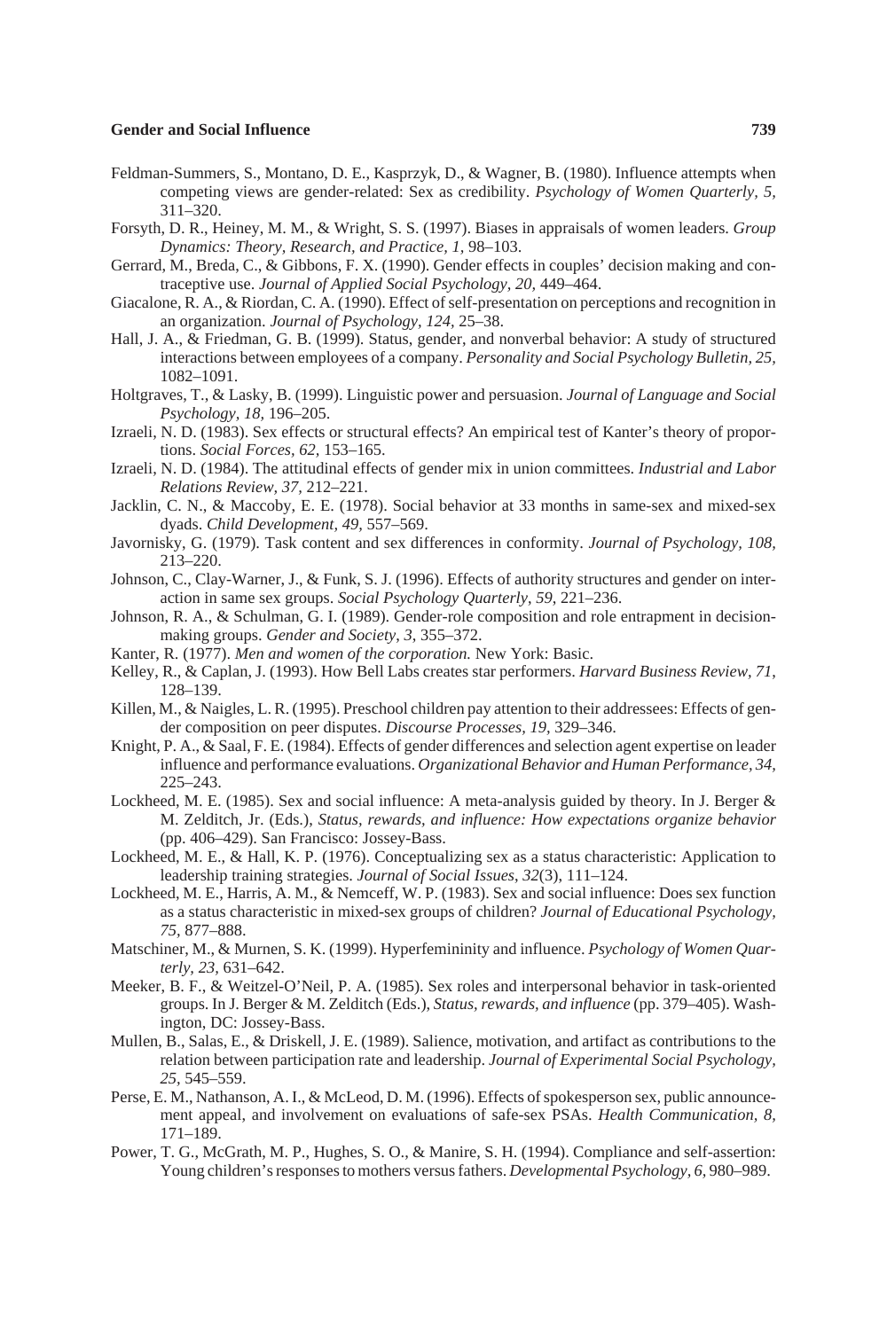Feldman-Summers, S., Montano, D. E., Kasprzyk, D., & Wagner, B. (1980). Influence attempts when competing views are gender-related: Sex as credibility. *Psychology of Women Quarterly, 5,* 311–320.

Forsyth, D. R., Heiney, M. M., & Wright, S. S. (1997). Biases in appraisals of women leaders. *Group Dynamics: Theory, Research, and Practice, 1,* 98–103.

Gerrard, M., Breda, C., & Gibbons, F. X. (1990). Gender effects in couples' decision making and contraceptive use. *Journal of Applied Social Psychology, 20,* 449–464.

Giacalone, R. A., & Riordan, C. A. (1990). Effect of self-presentation on perceptions and recognition in an organization. *Journal of Psychology, 124,* 25–38.

Hall, J. A., & Friedman, G. B. (1999). Status, gender, and nonverbal behavior: A study of structured interactions between employees of a company. *Personality and Social Psychology Bulletin, 25,* 1082–1091.

Holtgraves, T., & Lasky, B. (1999). Linguistic power and persuasion. *Journal of Language and Social Psychology, 18,* 196–205.

Izraeli, N. D. (1983). Sex effects or structural effects? An empirical test of Kanter's theory of proportions. *Social Forces, 62,* 153–165.

Izraeli, N. D. (1984). The attitudinal effects of gender mix in union committees. *Industrial and Labor Relations Review, 37,* 212–221.

Jacklin, C. N., & Maccoby, E. E. (1978). Social behavior at 33 months in same-sex and mixed-sex dyads. *Child Development, 49,* 557–569.

Javornisky, G. (1979). Task content and sex differences in conformity. *Journal of Psychology, 108,* 213–220.

Johnson, C., Clay-Warner, J., & Funk, S. J. (1996). Effects of authority structures and gender on interaction in same sex groups. *Social Psychology Quarterly, 59,* 221–236.

Johnson, R. A., & Schulman, G. I. (1989). Gender-role composition and role entrapment in decision-making groups. *Gender and Society, 3,* 355–372.

Kanter, R. (1977). *Men and women of the corporation.* New York: Basic.

Kelley, R., & Caplan, J. (1993). How Bell Labs creates star performers. *Harvard Business Review, 71,* 128–139.

Killen, M., & Naigles, L. R. (1995). Preschool children pay attention to their addressees: Effects of gender composition on peer disputes. *Discourse Processes, 19,* 329–346.

Knight, P. A., & Saal, F. E. (1984). Effects of gender differences and selection agent expertise on leader influence and performance evaluations. *Organizational Behavior and Human Performance, 34,* 225–243.

Lockheed, M. E. (1985). Sex and social influence: A meta-analysis guided by theory. In J. Berger & M. Zelditch, Jr. (Eds.), *Status, rewards, and influence: How expectations organize behavior* (pp. 406–429). San Francisco: Jossey-Bass.

Lockheed, M. E., & Hall, K. P. (1976). Conceptualizing sex as a status characteristic: Application to leadership training strategies. *Journal of Social Issues, 32*(3), 111–124.

Lockheed, M. E., Harris, A. M., & Nemceff, W. P. (1983). Sex and social influence: Does sex function as a status characteristic in mixed-sex groups of children? *Journal of Educational Psychology, 75,* 877–888.

Matschiner, M., & Murnen, S. K. (1999). Hyperfemininity and influence. *Psychology of Women Quarterly, 23,* 631–642.

Meeker, B. F., & Weitzel-O'Neil, P. A. (1985). Sex roles and interpersonal behavior in task-oriented groups. In J. Berger & M. Zelditch (Eds.), *Status, rewards, and influence* (pp. 379–405). Washington, DC: Jossey-Bass.

Mullen, B., Salas, E., & Driskell, J. E. (1989). Salience, motivation, and artifact as contributions to the relation between participation rate and leadership. *Journal of Experimental Social Psychology, 25,* 545–559.

Perse, E. M., Nathanson, A. I., & McLeod, D. M. (1996). Effects of spokesperson sex, public announcement appeal, and involvement on evaluations of safe-sex PSAs. *Health Communication, 8,* 171–189.

Power, T. G., McGrath, M. P., Hughes, S. O., & Manire, S. H. (1994). Compliance and self-assertion: Young children's responses to mothers versus fathers. *Developmental Psychology, 6,* 980–989.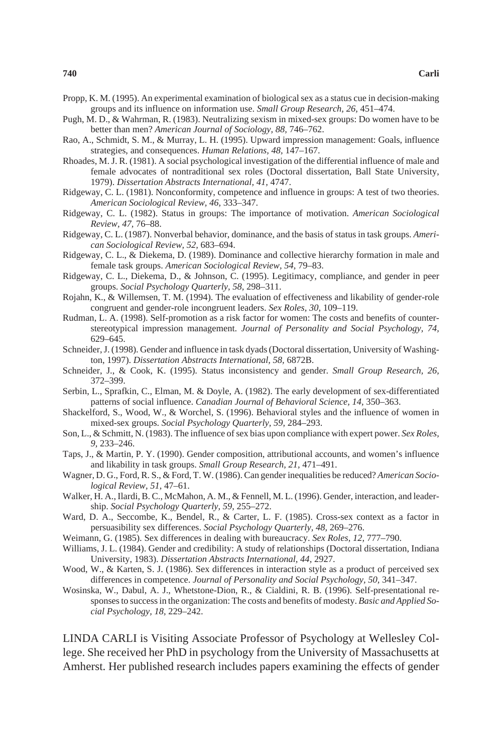Propp, K. M. (1995). An experimental examination of biological sex as a status cue in decision-making groups and its influence on information use. *Small Group Research, 26,* 451–474.

Pugh, M. D., & Wahrman, R. (1983). Neutralizing sexism in mixed-sex groups: Do women have to be better than men? *American Journal of Sociology, 88,* 746–762.

Rao, A., Schmidt, S. M., & Murray, L. H. (1995). Upward impression management: Goals, influence strategies, and consequences. *Human Relations, 48,* 147–167.

Rhoades, M. J. R. (1981). A social psychological investigation of the differential influence of male and female advocates of nontraditional sex roles (Doctoral dissertation, Ball State University, 1979). *Dissertation Abstracts International, 41,* 4747.

Ridgeway, C. L. (1981). Nonconformity, competence and influence in groups: A test of two theories. *American Sociological Review, 46,* 333–347.

Ridgeway, C. L. (1982). Status in groups: The importance of motivation. *American Sociological Review, 47,* 76–88.

Ridgeway, C. L. (1987). Nonverbal behavior, dominance, and the basis of status in task groups. *American Sociological Review, 52,* 683–694.

Ridgeway, C. L., & Diekema, D. (1989). Dominance and collective hierarchy formation in male and female task groups. *American Sociological Review, 54,* 79–83.

Ridgeway, C. L., Diekema, D., & Johnson, C. (1995). Legitimacy, compliance, and gender in peer groups. *Social Psychology Quarterly, 58,* 298–311.

Rojahn, K., & Willemsen, T. M. (1994). The evaluation of effectiveness and likability of gender-role congruent and gender-role incongruent leaders. *Sex Roles, 30,* 109–119.

Rudman, L. A. (1998). Self-promotion as a risk factor for women: The costs and benefits of counterstereotypical impression management. *Journal of Personality and Social Psychology, 74,* 629–645.

Schneider, J. (1998). Gender and influence in task dyads (Doctoral dissertation, University of Washington, 1997). *Dissertation Abstracts International, 58,* 6872B.

Schneider, J., & Cook, K. (1995). Status inconsistency and gender. *Small Group Research, 26,* 372–399.

Serbin, L., Sprafkin, C., Elman, M. & Doyle, A. (1982). The early development of sex-differentiated patterns of social influence. *Canadian Journal of Behavioral Science, 14,* 350–363.

Shackelford, S., Wood, W., & Worchel, S. (1996). Behavioral styles and the influence of women in mixed-sex groups. *Social Psychology Quarterly, 59,* 284–293.

Son, L., & Schmitt, N. (1983). The influence of sex bias upon compliance with expert power. *Sex Roles, 9,* 233–246.

Taps, J., & Martin, P. Y. (1990). Gender composition, attributional accounts, and women's influence and likability in task groups. *Small Group Research, 21,* 471–491.

Wagner, D. G., Ford, R. S., & Ford, T. W. (1986). Can gender inequalities be reduced? *American Sociological Review, 51,* 47–61.

Walker, H. A., Ilardi, B. C., McMahon, A. M., & Fennell, M. L. (1996). Gender, interaction, and leadership. *Social Psychology Quarterly, 59,* 255–272.

Ward, D. A., Seccombe, K., Bendel, R., & Carter, L. F. (1985). Cross-sex context as a factor in persuasibility sex differences. *Social Psychology Quarterly, 48,* 269–276.

Weimann, G. (1985). Sex differences in dealing with bureaucracy. *Sex Roles, 12,* 777–790.

Williams, J. L. (1984). Gender and credibility: A study of relationships (Doctoral dissertation, Indiana University, 1983). *Dissertation Abstracts International, 44,* 2927.

Wood, W., & Karten, S. J. (1986). Sex differences in interaction style as a product of perceived sex differences in competence. *Journal of Personality and Social Psychology, 50,* 341–347.

Wosinska, W., Dabul, A. J., Whetstone-Dion, R., & Cialdini, R. B. (1996). Self-presentational responses to success in the organization: The costs and benefits of modesty. *Basic and Applied Social Psychology, 18,* 229–242.

LINDA CARLI is Visiting Associate Professor of Psychology at Wellesley College. She received her PhD in psychology from the University of Massachusetts at Amherst. Her published research includes papers examining the effects of gender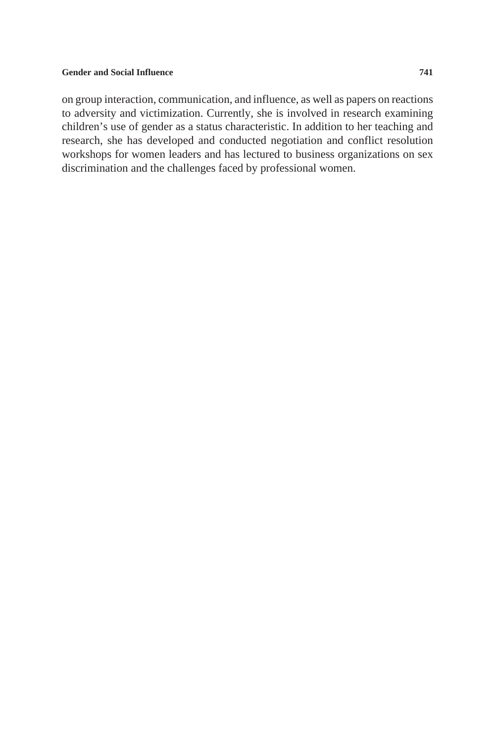on group interaction, communication, and influence, as well as papers on reactions to adversity and victimization. Currently, she is involved in research examining children's use of gender as a status characteristic. In addition to her teaching and research, she has developed and conducted negotiation and conflict resolution workshops for women leaders and has lectured to business organizations on sex discrimination and the challenges faced by professional women.